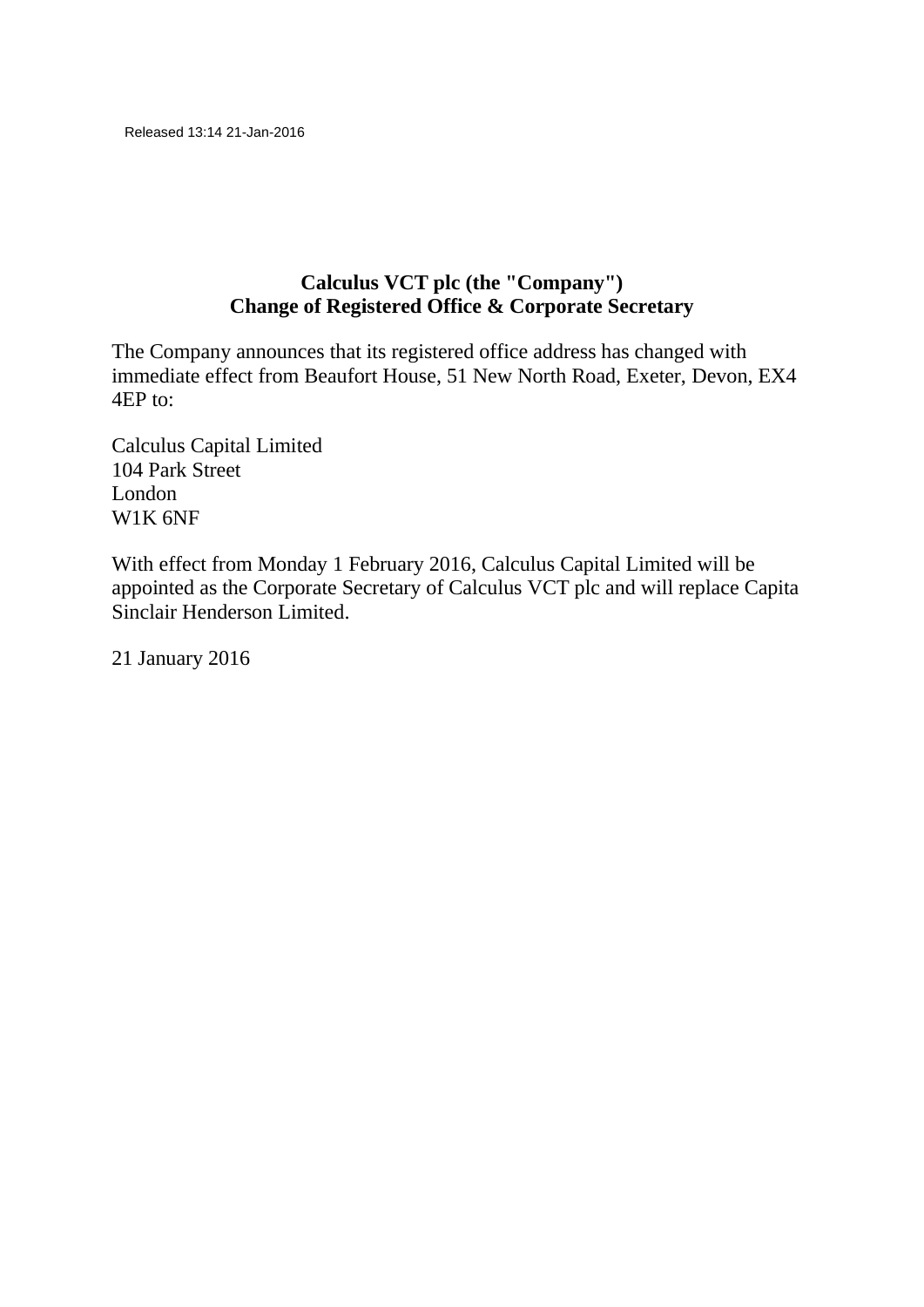Released 13:14 21-Jan-2016

**Calculus VCT plc (the "Company")**
**Change of Registered Office & Corporate Secretary**

The Company announces that its registered office address has changed with immediate effect from Beaufort House, 51 New North Road, Exeter, Devon, EX4 4EP to:

Calculus Capital Limited
104 Park Street
London
W1K 6NF

With effect from Monday 1 February 2016, Calculus Capital Limited will be appointed as the Corporate Secretary of Calculus VCT plc and will replace Capita Sinclair Henderson Limited.

21 January 2016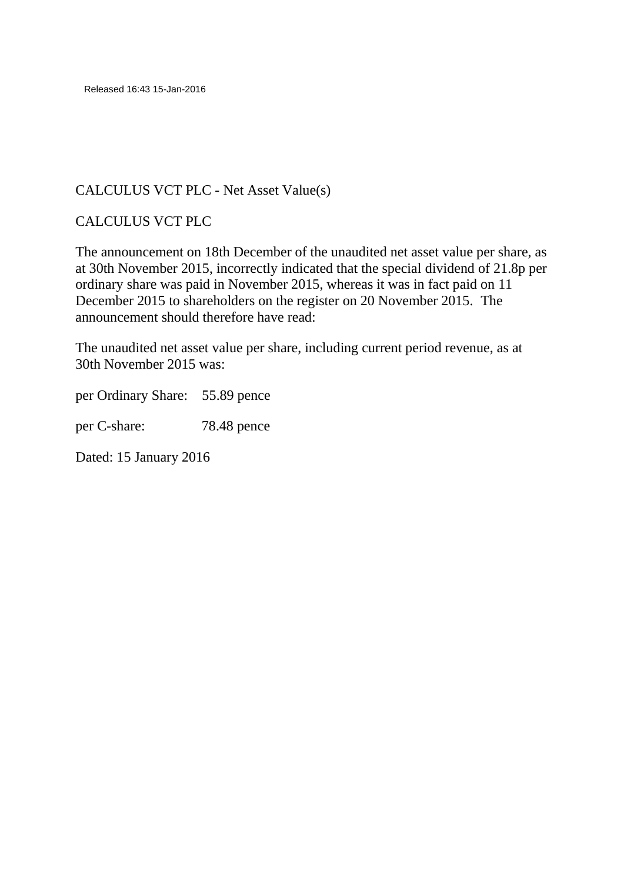Released 16:43 15-Jan-2016

CALCULUS VCT PLC - Net Asset Value(s)

CALCULUS VCT PLC

The announcement on 18th December of the unaudited net asset value per share, as at 30th November 2015, incorrectly indicated that the special dividend of 21.8p per ordinary share was paid in November 2015, whereas it was in fact paid on 11 December 2015 to shareholders on the register on 20 November 2015. The announcement should therefore have read:

The unaudited net asset value per share, including current period revenue, as at 30th November 2015 was:

per Ordinary Share: 55.89 pence

per C-share: 78.48 pence

Dated: 15 January 2016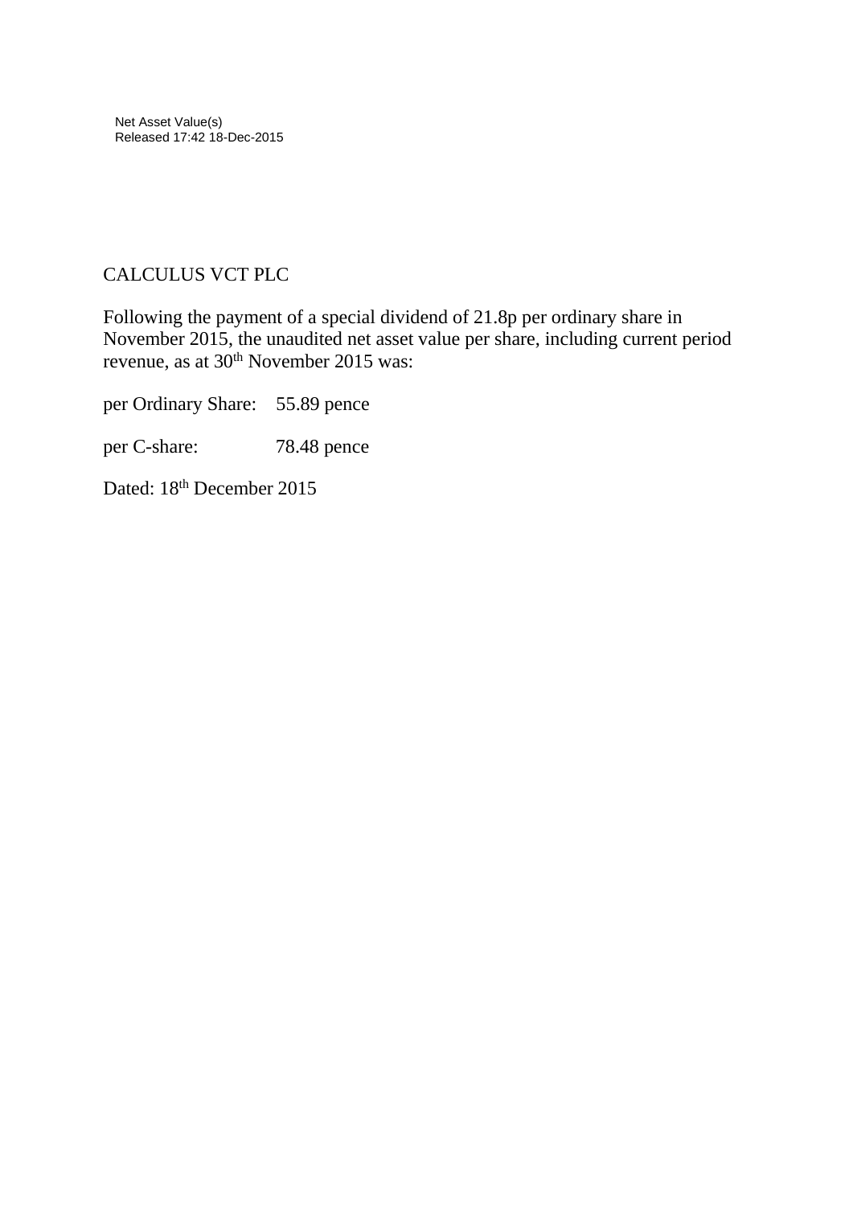Net Asset Value(s)
Released 17:42 18-Dec-2015

CALCULUS VCT PLC

Following the payment of a special dividend of 21.8p per ordinary share in November 2015, the unaudited net asset value per share, including current period revenue, as at 30th November 2015 was:

per Ordinary Share: 55.89 pence

per C-share: 78.48 pence

Dated: 18th December 2015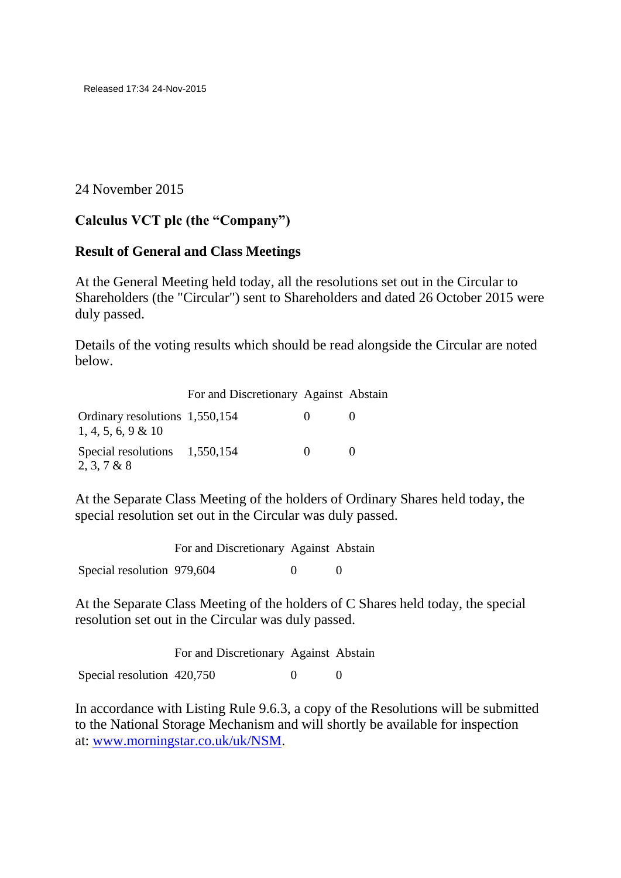Released 17:34 24-Nov-2015

24 November 2015

**Calculus VCT plc (the "Company")**

**Result of General and Class Meetings**

At the General Meeting held today, all the resolutions set out in the Circular to Shareholders (the "Circular") sent to Shareholders and dated 26 October 2015 were duly passed.

Details of the voting results which should be read alongside the Circular are noted below.

| | For and Discretionary | Against | Abstain |
|---|---|---|---|
| Ordinary resolutions 1, 4, 5, 6, 9 & 10 | 1,550,154 | 0 | 0 |
| Special resolutions 2, 3, 7 & 8 | 1,550,154 | 0 | 0 |

At the Separate Class Meeting of the holders of Ordinary Shares held today, the special resolution set out in the Circular was duly passed.

| | For and Discretionary | Against | Abstain |
|---|---|---|---|
| Special resolution | 979,604 | 0 | 0 |

At the Separate Class Meeting of the holders of C Shares held today, the special resolution set out in the Circular was duly passed.

| | For and Discretionary | Against | Abstain |
|---|---|---|---|
| Special resolution | 420,750 | 0 | 0 |

In accordance with Listing Rule 9.6.3, a copy of the Resolutions will be submitted to the National Storage Mechanism and will shortly be available for inspection at: [www.morningstar.co.uk/uk/NSM](www.morningstar.co.uk/uk/NSM).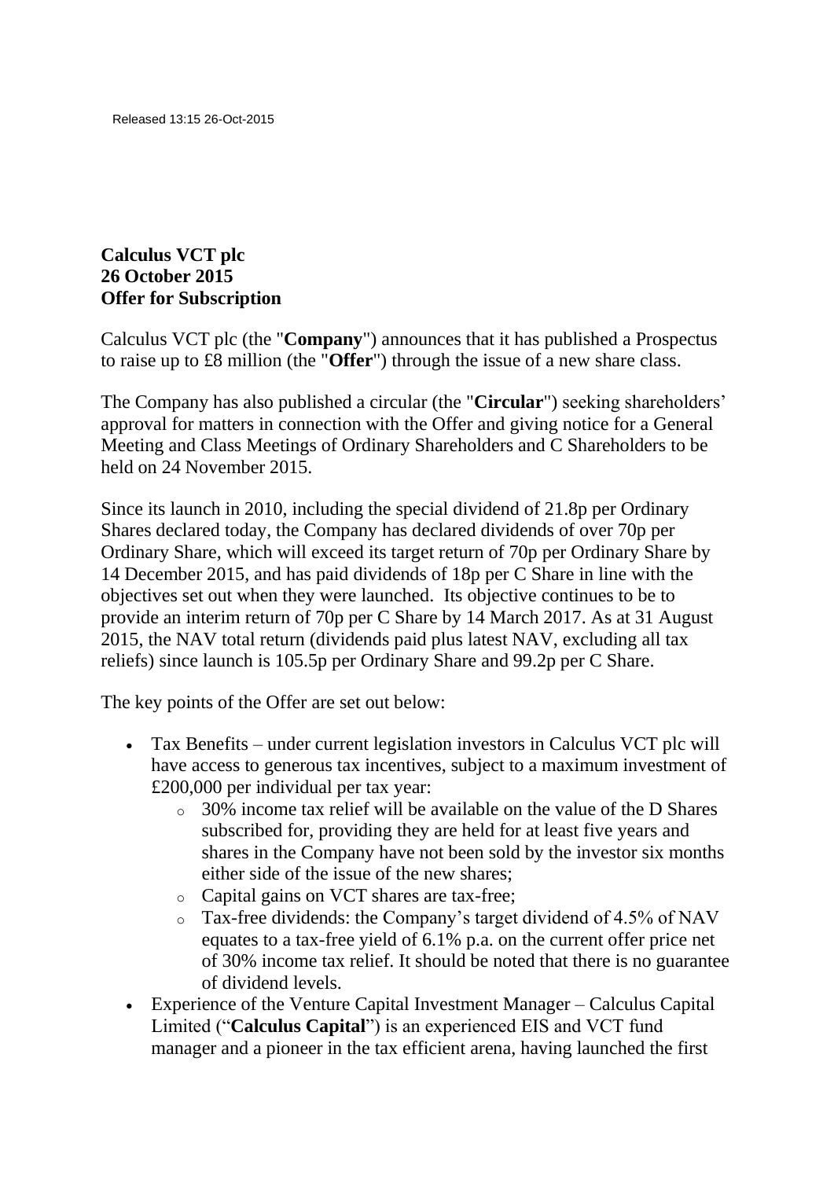Released 13:15 26-Oct-2015

**Calculus VCT plc**
**26 October 2015**
**Offer for Subscription**

Calculus VCT plc (the "**Company**") announces that it has published a Prospectus to raise up to £8 million (the "**Offer**") through the issue of a new share class.

The Company has also published a circular (the "**Circular**") seeking shareholders' approval for matters in connection with the Offer and giving notice for a General Meeting and Class Meetings of Ordinary Shareholders and C Shareholders to be held on 24 November 2015.

Since its launch in 2010, including the special dividend of 21.8p per Ordinary Shares declared today, the Company has declared dividends of over 70p per Ordinary Share, which will exceed its target return of 70p per Ordinary Share by 14 December 2015, and has paid dividends of 18p per C Share in line with the objectives set out when they were launched. Its objective continues to be to provide an interim return of 70p per C Share by 14 March 2017. As at 31 August 2015, the NAV total return (dividends paid plus latest NAV, excluding all tax reliefs) since launch is 105.5p per Ordinary Share and 99.2p per C Share.

The key points of the Offer are set out below:

- Tax Benefits – under current legislation investors in Calculus VCT plc will have access to generous tax incentives, subject to a maximum investment of £200,000 per individual per tax year:
  - 30% income tax relief will be available on the value of the D Shares subscribed for, providing they are held for at least five years and shares in the Company have not been sold by the investor six months either side of the issue of the new shares;
  - Capital gains on VCT shares are tax-free;
  - Tax-free dividends: the Company's target dividend of 4.5% of NAV equates to a tax-free yield of 6.1% p.a. on the current offer price net of 30% income tax relief. It should be noted that there is no guarantee of dividend levels.
- Experience of the Venture Capital Investment Manager – Calculus Capital Limited ("**Calculus Capital**") is an experienced EIS and VCT fund manager and a pioneer in the tax efficient arena, having launched the first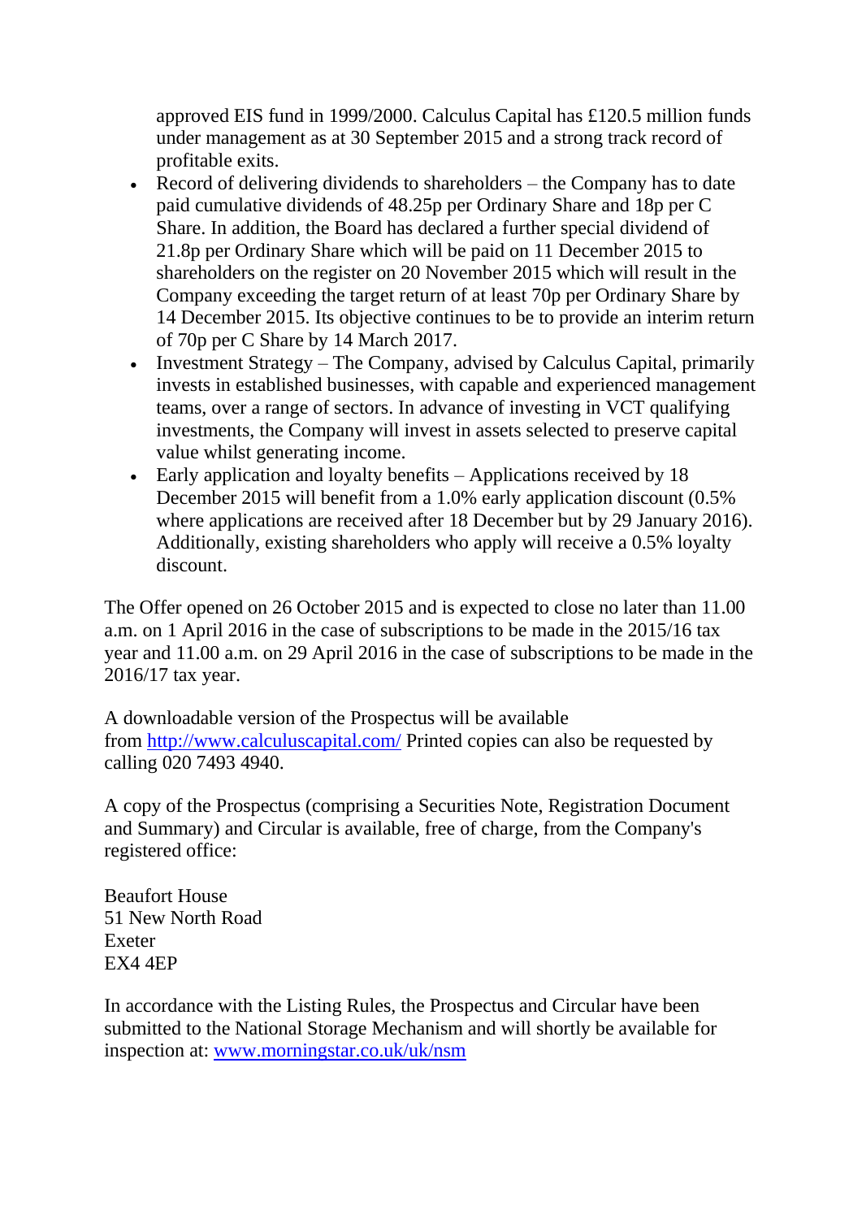approved EIS fund in 1999/2000. Calculus Capital has £120.5 million funds under management as at 30 September 2015 and a strong track record of profitable exits.

- Record of delivering dividends to shareholders – the Company has to date paid cumulative dividends of 48.25p per Ordinary Share and 18p per C Share. In addition, the Board has declared a further special dividend of 21.8p per Ordinary Share which will be paid on 11 December 2015 to shareholders on the register on 20 November 2015 which will result in the Company exceeding the target return of at least 70p per Ordinary Share by 14 December 2015. Its objective continues to be to provide an interim return of 70p per C Share by 14 March 2017.
- Investment Strategy – The Company, advised by Calculus Capital, primarily invests in established businesses, with capable and experienced management teams, over a range of sectors. In advance of investing in VCT qualifying investments, the Company will invest in assets selected to preserve capital value whilst generating income.
- Early application and loyalty benefits – Applications received by 18 December 2015 will benefit from a 1.0% early application discount (0.5% where applications are received after 18 December but by 29 January 2016). Additionally, existing shareholders who apply will receive a 0.5% loyalty discount.

The Offer opened on 26 October 2015 and is expected to close no later than 11.00 a.m. on 1 April 2016 in the case of subscriptions to be made in the 2015/16 tax year and 11.00 a.m. on 29 April 2016 in the case of subscriptions to be made in the 2016/17 tax year.

A downloadable version of the Prospectus will be available from [http://www.calculuscapital.com/](http://www.calculuscapital.com/) Printed copies can also be requested by calling 020 7493 4940.

A copy of the Prospectus (comprising a Securities Note, Registration Document and Summary) and Circular is available, free of charge, from the Company's registered office:

Beaufort House
51 New North Road
Exeter
EX4 4EP

In accordance with the Listing Rules, the Prospectus and Circular have been submitted to the National Storage Mechanism and will shortly be available for inspection at: [www.morningstar.co.uk/uk/nsm](www.morningstar.co.uk/uk/nsm)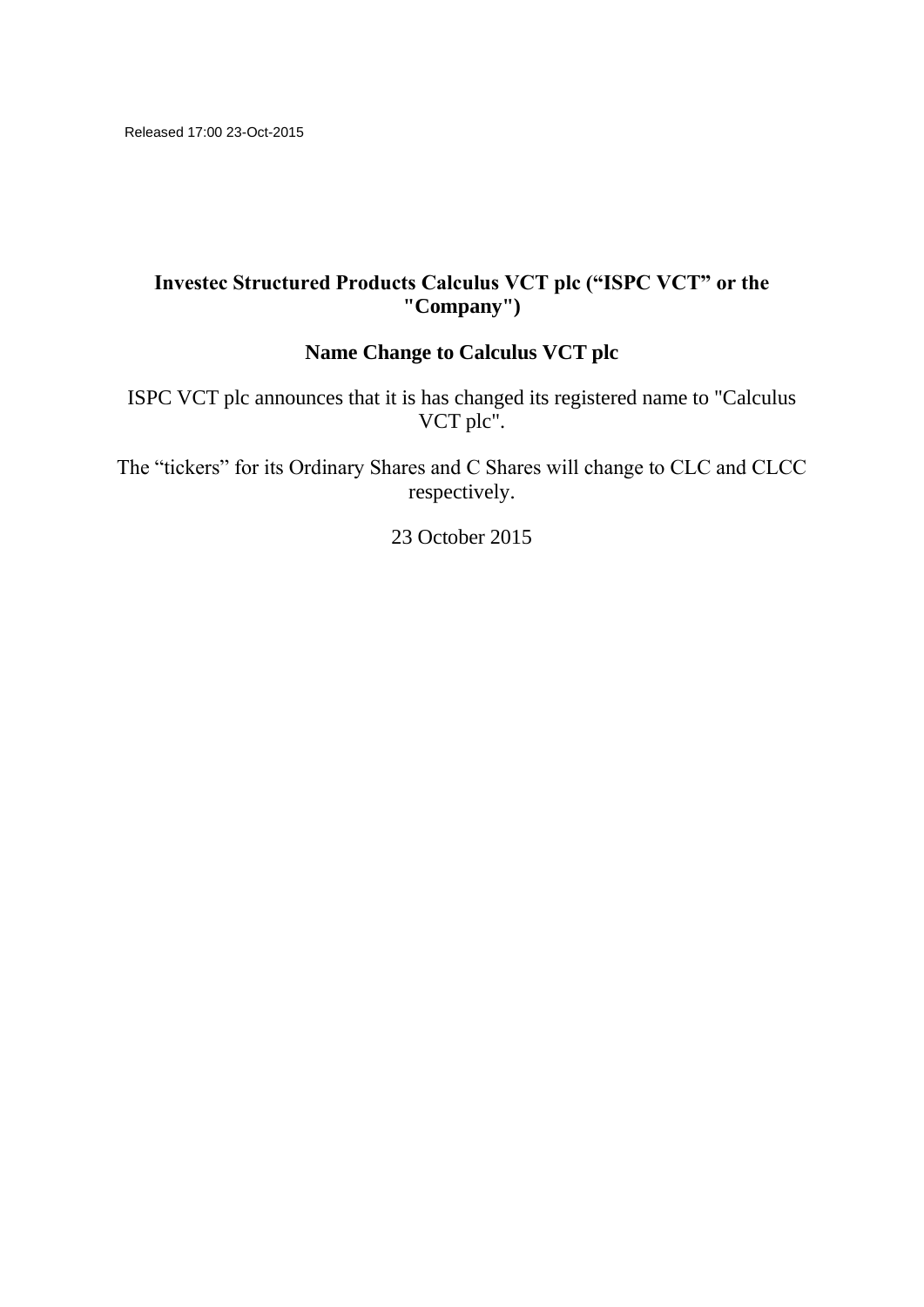Released 17:00 23-Oct-2015

**Investec Structured Products Calculus VCT plc (“ISPC VCT” or the "Company")**

**Name Change to Calculus VCT plc**

ISPC VCT plc announces that it is has changed its registered name to "Calculus VCT plc".

The “tickers” for its Ordinary Shares and C Shares will change to CLC and CLCC respectively.

23 October 2015